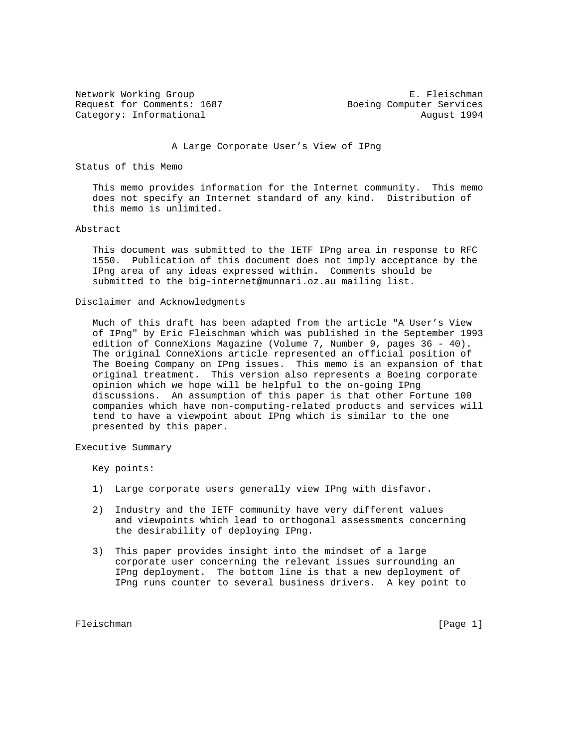Network Working Group E. Fleischman
Request for Comments: 1687 Boeing Computer Services
Category: Informational August 1994

# A Large Corporate User's View of IPng

## Status of this Memo

This memo provides information for the Internet community. This memo does not specify an Internet standard of any kind. Distribution of this memo is unlimited.

## Abstract

This document was submitted to the IETF IPng area in response to RFC 1550. Publication of this document does not imply acceptance by the IPng area of any ideas expressed within. Comments should be submitted to the big-internet@munnari.oz.au mailing list.

## Disclaimer and Acknowledgments

Much of this draft has been adapted from the article "A User's View of IPng" by Eric Fleischman which was published in the September 1993 edition of ConneXions Magazine (Volume 7, Number 9, pages 36 - 40). The original ConneXions article represented an official position of The Boeing Company on IPng issues. This memo is an expansion of that original treatment. This version also represents a Boeing corporate opinion which we hope will be helpful to the on-going IPng discussions. An assumption of this paper is that other Fortune 100 companies which have non-computing-related products and services will tend to have a viewpoint about IPng which is similar to the one presented by this paper.

## Executive Summary

Key points:

1) Large corporate users generally view IPng with disfavor.

2) Industry and the IETF community have very different values and viewpoints which lead to orthogonal assessments concerning the desirability of deploying IPng.

3) This paper provides insight into the mindset of a large corporate user concerning the relevant issues surrounding an IPng deployment. The bottom line is that a new deployment of IPng runs counter to several business drivers. A key point to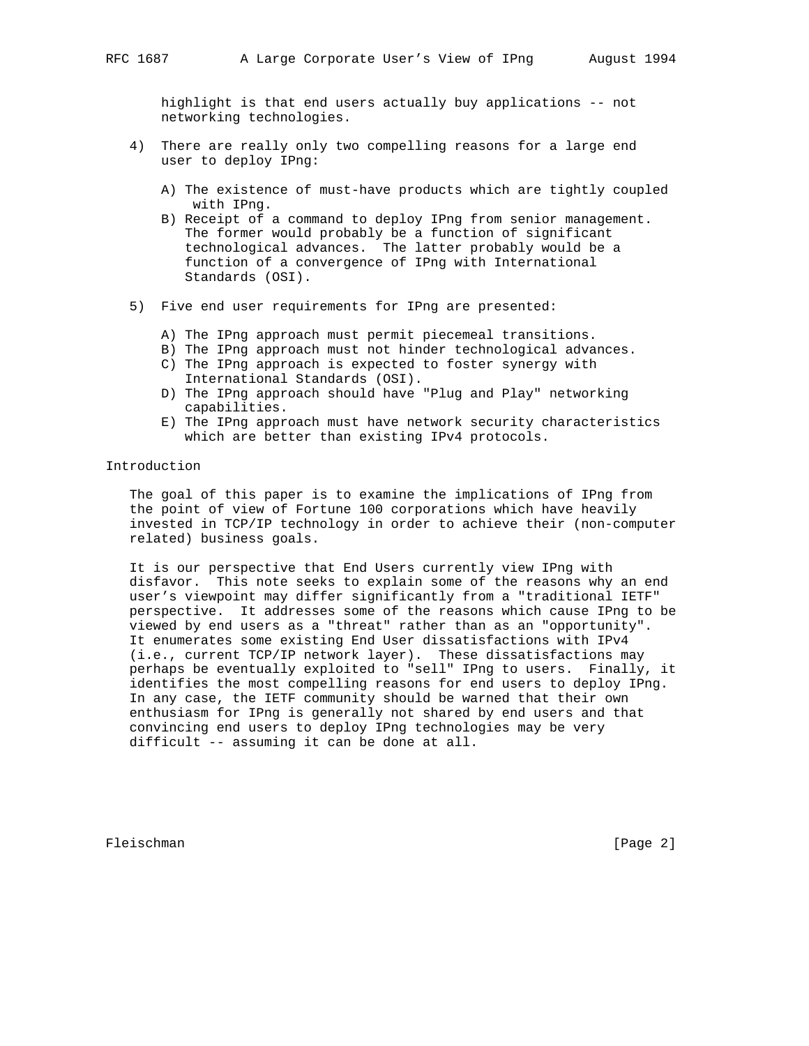highlight is that end users actually buy applications -- not networking technologies.

4) There are really only two compelling reasons for a large end user to deploy IPng:

   A) The existence of must-have products which are tightly coupled with IPng.
   B) Receipt of a command to deploy IPng from senior management. The former would probably be a function of significant technological advances. The latter probably would be a function of a convergence of IPng with International Standards (OSI).

5) Five end user requirements for IPng are presented:

   A) The IPng approach must permit piecemeal transitions.
   B) The IPng approach must not hinder technological advances.
   C) The IPng approach is expected to foster synergy with International Standards (OSI).
   D) The IPng approach should have "Plug and Play" networking capabilities.
   E) The IPng approach must have network security characteristics which are better than existing IPv4 protocols.

## Introduction

The goal of this paper is to examine the implications of IPng from the point of view of Fortune 100 corporations which have heavily invested in TCP/IP technology in order to achieve their (non-computer related) business goals.

It is our perspective that End Users currently view IPng with disfavor. This note seeks to explain some of the reasons why an end user's viewpoint may differ significantly from a "traditional IETF" perspective. It addresses some of the reasons which cause IPng to be viewed by end users as a "threat" rather than as an "opportunity". It enumerates some existing End User dissatisfactions with IPv4 (i.e., current TCP/IP network layer). These dissatisfactions may perhaps be eventually exploited to "sell" IPng to users. Finally, it identifies the most compelling reasons for end users to deploy IPng. In any case, the IETF community should be warned that their own enthusiasm for IPng is generally not shared by end users and that convincing end users to deploy IPng technologies may be very difficult -- assuming it can be done at all.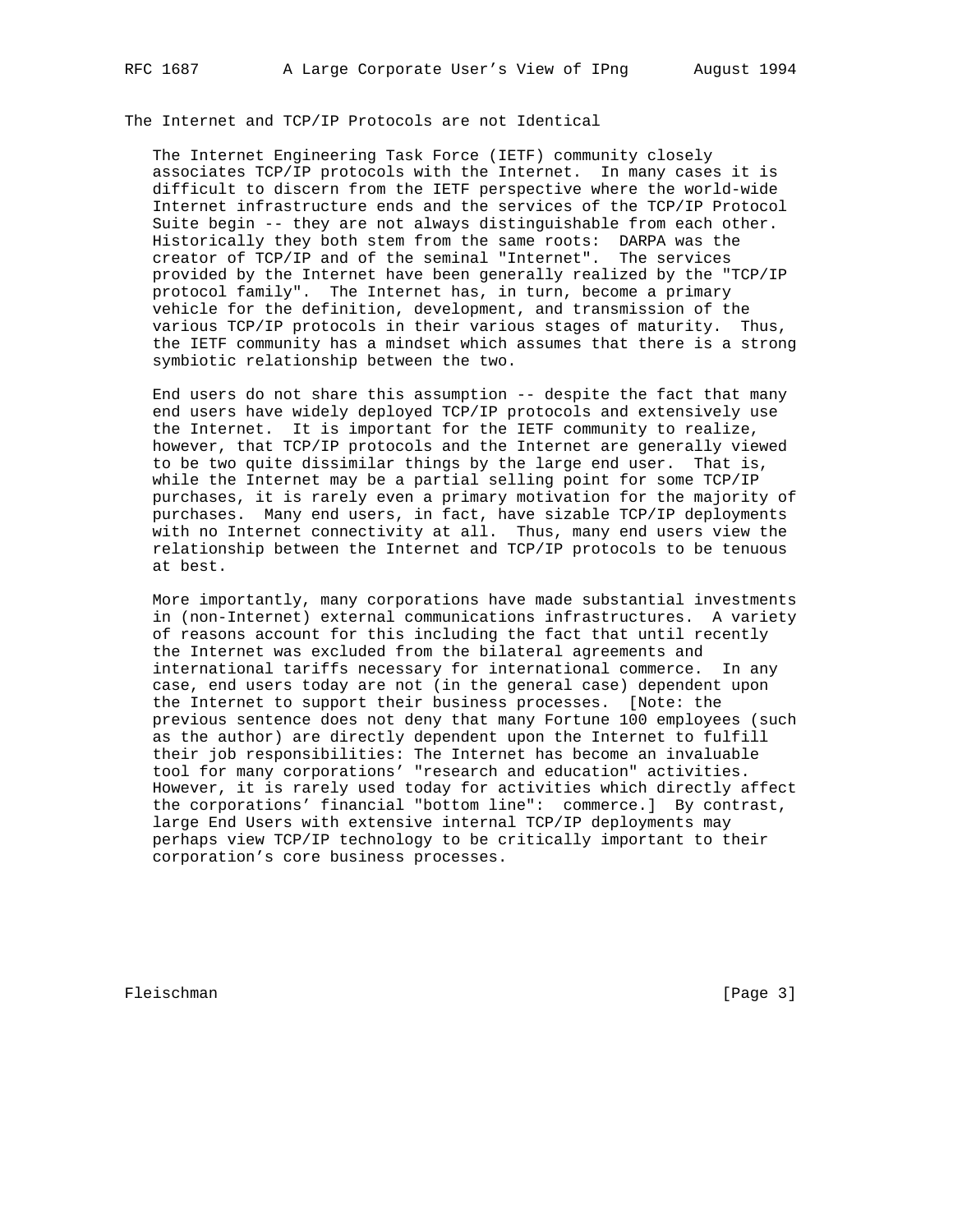## The Internet and TCP/IP Protocols are not Identical

The Internet Engineering Task Force (IETF) community closely associates TCP/IP protocols with the Internet. In many cases it is difficult to discern from the IETF perspective where the world-wide Internet infrastructure ends and the services of the TCP/IP Protocol Suite begin -- they are not always distinguishable from each other. Historically they both stem from the same roots: DARPA was the creator of TCP/IP and of the seminal "Internet". The services provided by the Internet have been generally realized by the "TCP/IP protocol family". The Internet has, in turn, become a primary vehicle for the definition, development, and transmission of the various TCP/IP protocols in their various stages of maturity. Thus, the IETF community has a mindset which assumes that there is a strong symbiotic relationship between the two.

End users do not share this assumption -- despite the fact that many end users have widely deployed TCP/IP protocols and extensively use the Internet. It is important for the IETF community to realize, however, that TCP/IP protocols and the Internet are generally viewed to be two quite dissimilar things by the large end user. That is, while the Internet may be a partial selling point for some TCP/IP purchases, it is rarely even a primary motivation for the majority of purchases. Many end users, in fact, have sizable TCP/IP deployments with no Internet connectivity at all. Thus, many end users view the relationship between the Internet and TCP/IP protocols to be tenuous at best.

More importantly, many corporations have made substantial investments in (non-Internet) external communications infrastructures. A variety of reasons account for this including the fact that until recently the Internet was excluded from the bilateral agreements and international tariffs necessary for international commerce. In any case, end users today are not (in the general case) dependent upon the Internet to support their business processes. [Note: the previous sentence does not deny that many Fortune 100 employees (such as the author) are directly dependent upon the Internet to fulfill their job responsibilities: The Internet has become an invaluable tool for many corporations' "research and education" activities. However, it is rarely used today for activities which directly affect the corporations' financial "bottom line": commerce.] By contrast, large End Users with extensive internal TCP/IP deployments may perhaps view TCP/IP technology to be critically important to their corporation's core business processes.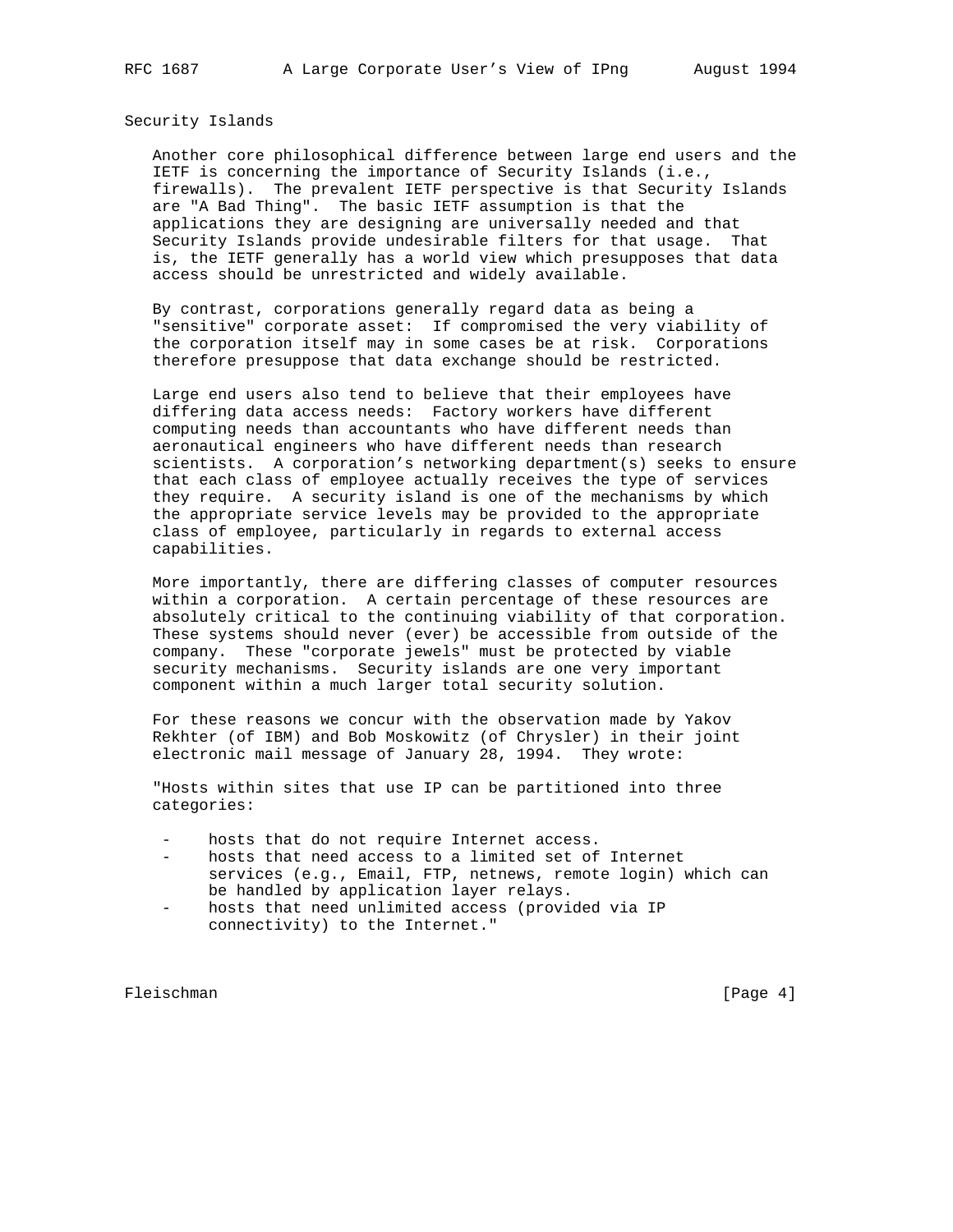## Security Islands

Another core philosophical difference between large end users and the IETF is concerning the importance of Security Islands (i.e., firewalls). The prevalent IETF perspective is that Security Islands are "A Bad Thing". The basic IETF assumption is that the applications they are designing are universally needed and that Security Islands provide undesirable filters for that usage. That is, the IETF generally has a world view which presupposes that data access should be unrestricted and widely available.

By contrast, corporations generally regard data as being a "sensitive" corporate asset: If compromised the very viability of the corporation itself may in some cases be at risk. Corporations therefore presuppose that data exchange should be restricted.

Large end users also tend to believe that their employees have differing data access needs: Factory workers have different computing needs than accountants who have different needs than aeronautical engineers who have different needs than research scientists. A corporation's networking department(s) seeks to ensure that each class of employee actually receives the type of services they require. A security island is one of the mechanisms by which the appropriate service levels may be provided to the appropriate class of employee, particularly in regards to external access capabilities.

More importantly, there are differing classes of computer resources within a corporation. A certain percentage of these resources are absolutely critical to the continuing viability of that corporation. These systems should never (ever) be accessible from outside of the company. These "corporate jewels" must be protected by viable security mechanisms. Security islands are one very important component within a much larger total security solution.

For these reasons we concur with the observation made by Yakov Rekhter (of IBM) and Bob Moskowitz (of Chrysler) in their joint electronic mail message of January 28, 1994. They wrote:

"Hosts within sites that use IP can be partitioned into three categories:

- hosts that do not require Internet access.
- hosts that need access to a limited set of Internet services (e.g., Email, FTP, netnews, remote login) which can be handled by application layer relays.
- hosts that need unlimited access (provided via IP connectivity) to the Internet."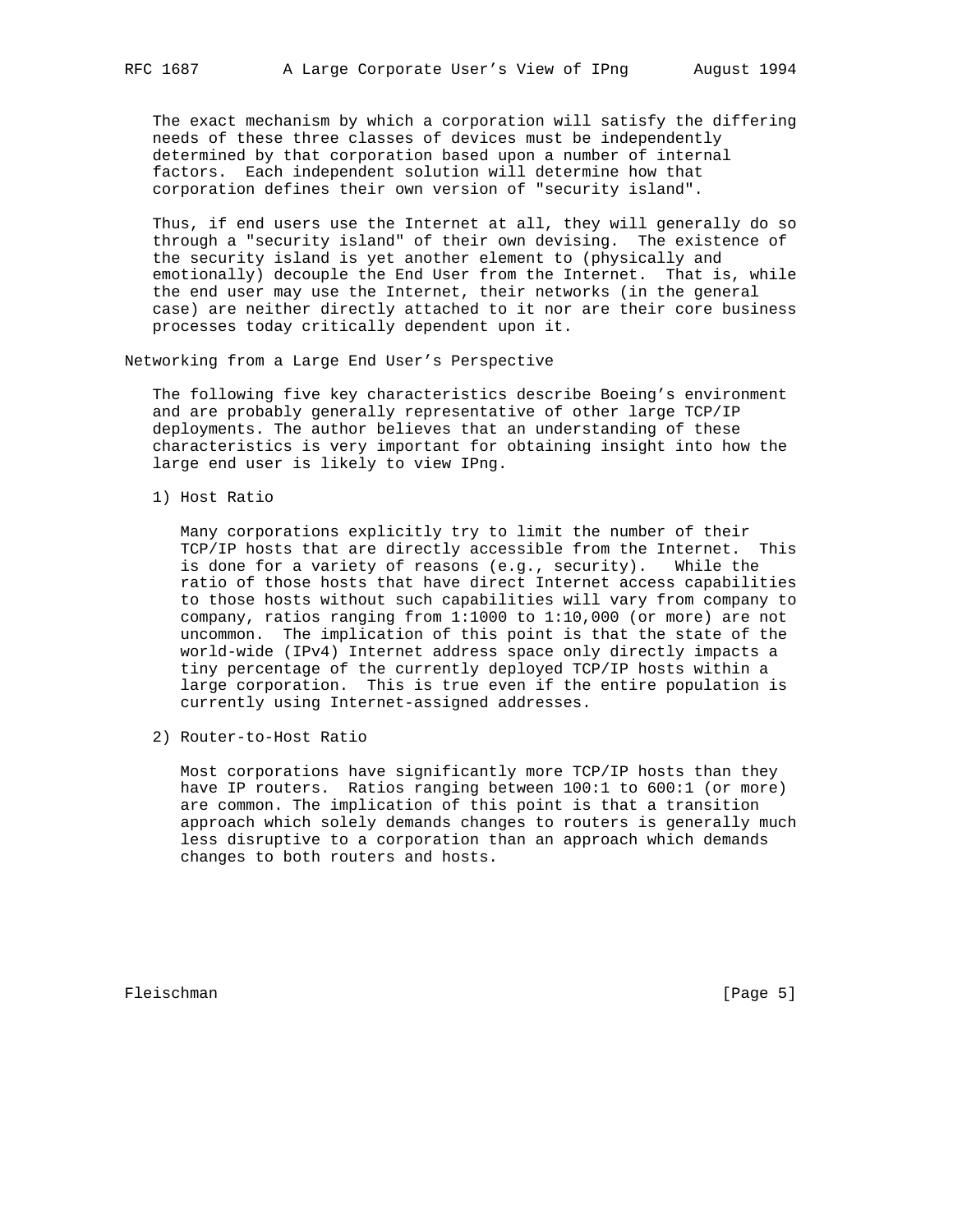The exact mechanism by which a corporation will satisfy the differing needs of these three classes of devices must be independently determined by that corporation based upon a number of internal factors. Each independent solution will determine how that corporation defines their own version of "security island".

Thus, if end users use the Internet at all, they will generally do so through a "security island" of their own devising. The existence of the security island is yet another element to (physically and emotionally) decouple the End User from the Internet. That is, while the end user may use the Internet, their networks (in the general case) are neither directly attached to it nor are their core business processes today critically dependent upon it.

## Networking from a Large End User's Perspective

The following five key characteristics describe Boeing's environment and are probably generally representative of other large TCP/IP deployments. The author believes that an understanding of these characteristics is very important for obtaining insight into how the large end user is likely to view IPng.

1) Host Ratio

   Many corporations explicitly try to limit the number of their TCP/IP hosts that are directly accessible from the Internet. This is done for a variety of reasons (e.g., security). While the ratio of those hosts that have direct Internet access capabilities to those hosts without such capabilities will vary from company to company, ratios ranging from 1:1000 to 1:10,000 (or more) are not uncommon. The implication of this point is that the state of the world-wide (IPv4) Internet address space only directly impacts a tiny percentage of the currently deployed TCP/IP hosts within a large corporation. This is true even if the entire population is currently using Internet-assigned addresses.

2) Router-to-Host Ratio

   Most corporations have significantly more TCP/IP hosts than they have IP routers. Ratios ranging between 100:1 to 600:1 (or more) are common. The implication of this point is that a transition approach which solely demands changes to routers is generally much less disruptive to a corporation than an approach which demands changes to both routers and hosts.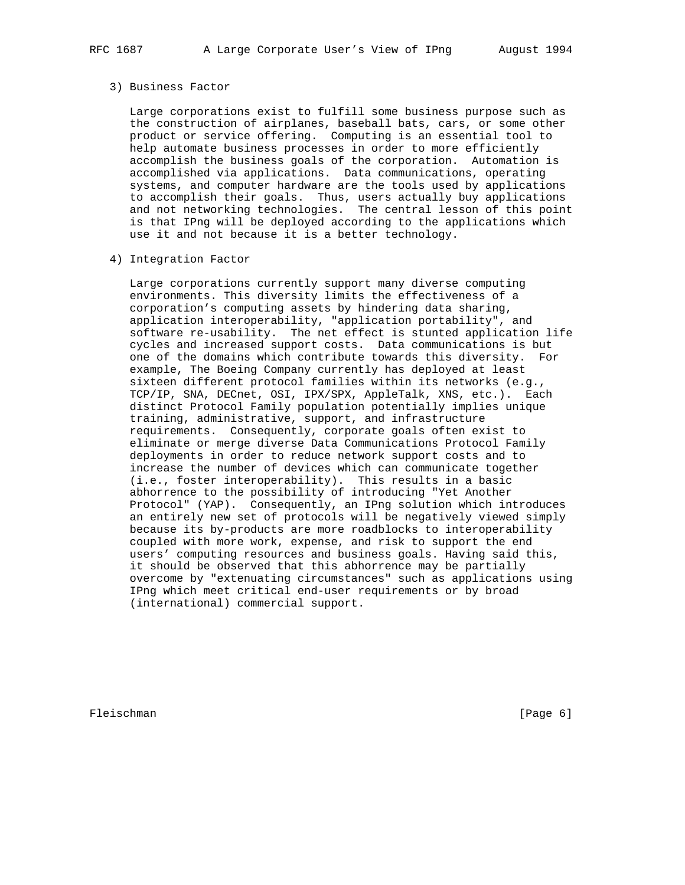3) Business Factor

Large corporations exist to fulfill some business purpose such as the construction of airplanes, baseball bats, cars, or some other product or service offering. Computing is an essential tool to help automate business processes in order to more efficiently accomplish the business goals of the corporation. Automation is accomplished via applications. Data communications, operating systems, and computer hardware are the tools used by applications to accomplish their goals. Thus, users actually buy applications and not networking technologies. The central lesson of this point is that IPng will be deployed according to the applications which use it and not because it is a better technology.

4) Integration Factor

Large corporations currently support many diverse computing environments. This diversity limits the effectiveness of a corporation's computing assets by hindering data sharing, application interoperability, "application portability", and software re-usability. The net effect is stunted application life cycles and increased support costs. Data communications is but one of the domains which contribute towards this diversity. For example, The Boeing Company currently has deployed at least sixteen different protocol families within its networks (e.g., TCP/IP, SNA, DECnet, OSI, IPX/SPX, AppleTalk, XNS, etc.). Each distinct Protocol Family population potentially implies unique training, administrative, support, and infrastructure requirements. Consequently, corporate goals often exist to eliminate or merge diverse Data Communications Protocol Family deployments in order to reduce network support costs and to increase the number of devices which can communicate together (i.e., foster interoperability). This results in a basic abhorrence to the possibility of introducing "Yet Another Protocol" (YAP). Consequently, an IPng solution which introduces an entirely new set of protocols will be negatively viewed simply because its by-products are more roadblocks to interoperability coupled with more work, expense, and risk to support the end users' computing resources and business goals. Having said this, it should be observed that this abhorrence may be partially overcome by "extenuating circumstances" such as applications using IPng which meet critical end-user requirements or by broad (international) commercial support.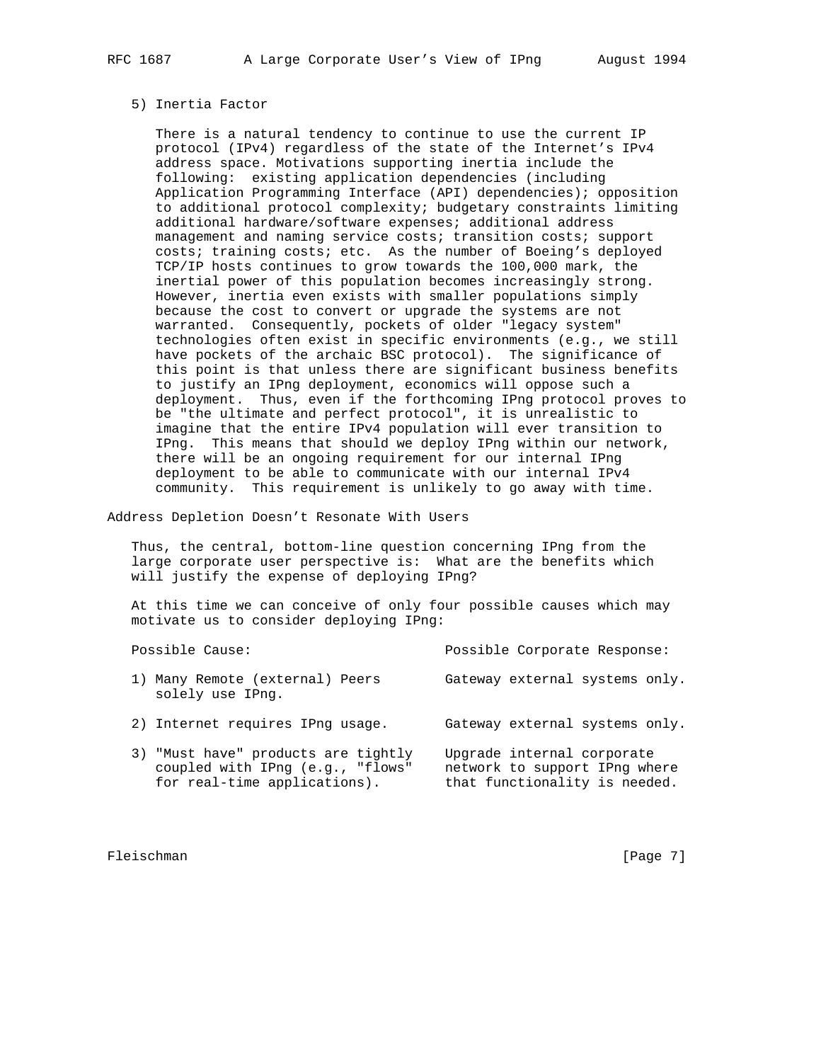5) Inertia Factor

There is a natural tendency to continue to use the current IP protocol (IPv4) regardless of the state of the Internet's IPv4 address space. Motivations supporting inertia include the following: existing application dependencies (including Application Programming Interface (API) dependencies); opposition to additional protocol complexity; budgetary constraints limiting additional hardware/software expenses; additional address management and naming service costs; transition costs; support costs; training costs; etc. As the number of Boeing's deployed TCP/IP hosts continues to grow towards the 100,000 mark, the inertial power of this population becomes increasingly strong. However, inertia even exists with smaller populations simply because the cost to convert or upgrade the systems are not warranted. Consequently, pockets of older "legacy system" technologies often exist in specific environments (e.g., we still have pockets of the archaic BSC protocol). The significance of this point is that unless there are significant business benefits to justify an IPng deployment, economics will oppose such a deployment. Thus, even if the forthcoming IPng protocol proves to be "the ultimate and perfect protocol", it is unrealistic to imagine that the entire IPv4 population will ever transition to IPng. This means that should we deploy IPng within our network, there will be an ongoing requirement for our internal IPng deployment to be able to communicate with our internal IPv4 community. This requirement is unlikely to go away with time.

## Address Depletion Doesn't Resonate With Users

Thus, the central, bottom-line question concerning IPng from the large corporate user perspective is: What are the benefits which will justify the expense of deploying IPng?

At this time we can conceive of only four possible causes which may motivate us to consider deploying IPng:

| Possible Cause: | Possible Corporate Response: |
|---|---|
| 1) Many Remote (external) Peers solely use IPng. | Gateway external systems only. |
| 2) Internet requires IPng usage. | Gateway external systems only. |
| 3) "Must have" products are tightly coupled with IPng (e.g., "flows" for real-time applications). | Upgrade internal corporate network to support IPng where that functionality is needed. |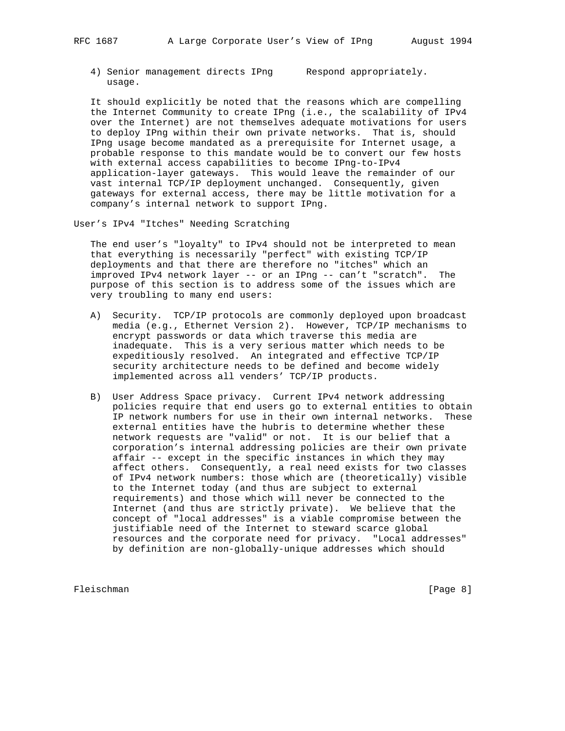4) Senior management directs IPng usage. Respond appropriately.

It should explicitly be noted that the reasons which are compelling the Internet Community to create IPng (i.e., the scalability of IPv4 over the Internet) are not themselves adequate motivations for users to deploy IPng within their own private networks. That is, should IPng usage become mandated as a prerequisite for Internet usage, a probable response to this mandate would be to convert our few hosts with external access capabilities to become IPng-to-IPv4 application-layer gateways. This would leave the remainder of our vast internal TCP/IP deployment unchanged. Consequently, given gateways for external access, there may be little motivation for a company's internal network to support IPng.

## User's IPv4 "Itches" Needing Scratching

The end user's "loyalty" to IPv4 should not be interpreted to mean that everything is necessarily "perfect" with existing TCP/IP deployments and that there are therefore no "itches" which an improved IPv4 network layer -- or an IPng -- can't "scratch". The purpose of this section is to address some of the issues which are very troubling to many end users:

A) Security. TCP/IP protocols are commonly deployed upon broadcast media (e.g., Ethernet Version 2). However, TCP/IP mechanisms to encrypt passwords or data which traverse this media are inadequate. This is a very serious matter which needs to be expeditiously resolved. An integrated and effective TCP/IP security architecture needs to be defined and become widely implemented across all venders' TCP/IP products.

B) User Address Space privacy. Current IPv4 network addressing policies require that end users go to external entities to obtain IP network numbers for use in their own internal networks. These external entities have the hubris to determine whether these network requests are "valid" or not. It is our belief that a corporation's internal addressing policies are their own private affair -- except in the specific instances in which they may affect others. Consequently, a real need exists for two classes of IPv4 network numbers: those which are (theoretically) visible to the Internet today (and thus are subject to external requirements) and those which will never be connected to the Internet (and thus are strictly private). We believe that the concept of "local addresses" is a viable compromise between the justifiable need of the Internet to steward scarce global resources and the corporate need for privacy. "Local addresses" by definition are non-globally-unique addresses which should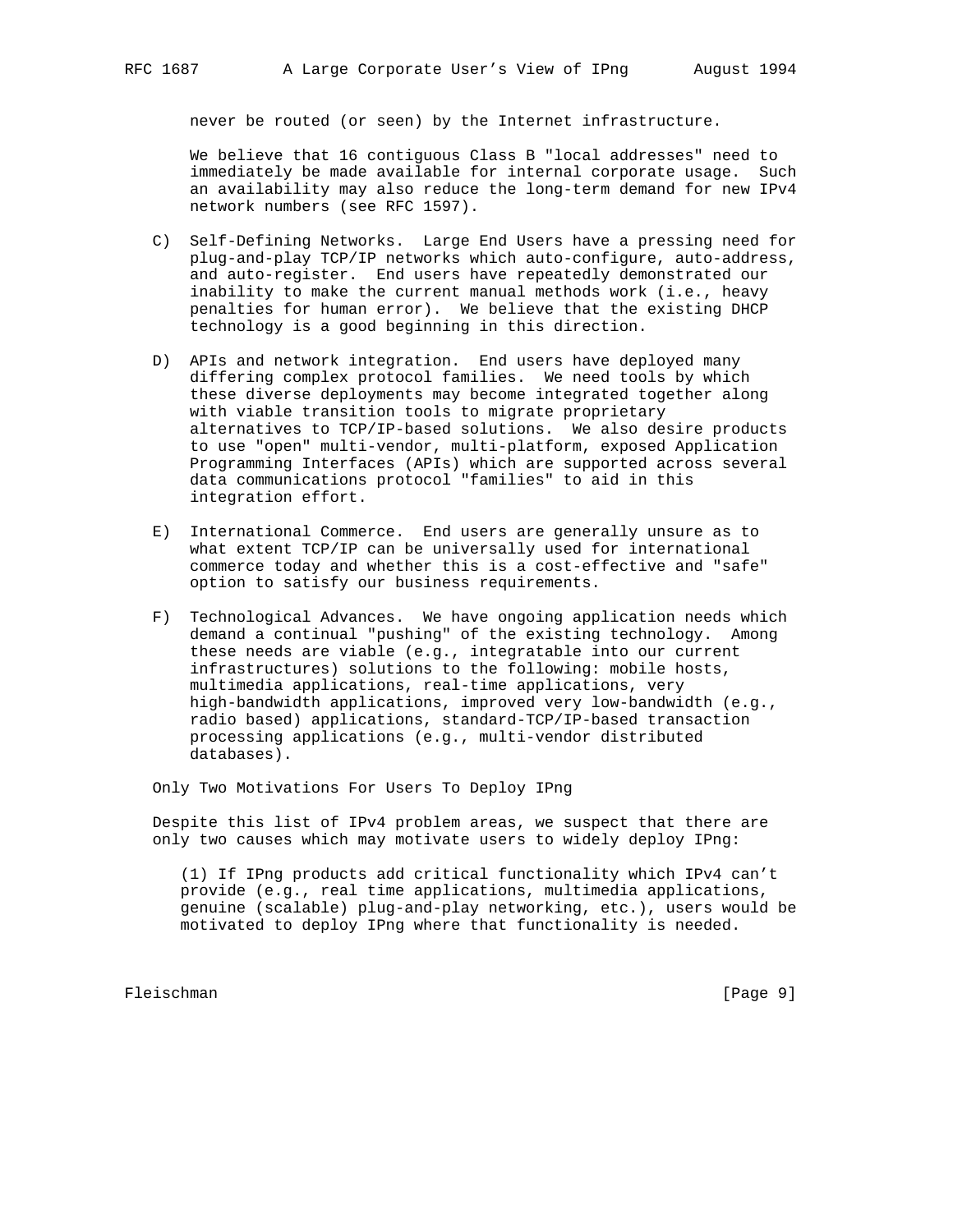never be routed (or seen) by the Internet infrastructure.

We believe that 16 contiguous Class B "local addresses" need to immediately be made available for internal corporate usage. Such an availability may also reduce the long-term demand for new IPv4 network numbers (see RFC 1597).

C) Self-Defining Networks. Large End Users have a pressing need for plug-and-play TCP/IP networks which auto-configure, auto-address, and auto-register. End users have repeatedly demonstrated our inability to make the current manual methods work (i.e., heavy penalties for human error). We believe that the existing DHCP technology is a good beginning in this direction.

D) APIs and network integration. End users have deployed many differing complex protocol families. We need tools by which these diverse deployments may become integrated together along with viable transition tools to migrate proprietary alternatives to TCP/IP-based solutions. We also desire products to use "open" multi-vendor, multi-platform, exposed Application Programming Interfaces (APIs) which are supported across several data communications protocol "families" to aid in this integration effort.

E) International Commerce. End users are generally unsure as to what extent TCP/IP can be universally used for international commerce today and whether this is a cost-effective and "safe" option to satisfy our business requirements.

F) Technological Advances. We have ongoing application needs which demand a continual "pushing" of the existing technology. Among these needs are viable (e.g., integratable into our current infrastructures) solutions to the following: mobile hosts, multimedia applications, real-time applications, very high-bandwidth applications, improved very low-bandwidth (e.g., radio based) applications, standard-TCP/IP-based transaction processing applications (e.g., multi-vendor distributed databases).

Only Two Motivations For Users To Deploy IPng

Despite this list of IPv4 problem areas, we suspect that there are only two causes which may motivate users to widely deploy IPng:

(1) If IPng products add critical functionality which IPv4 can't provide (e.g., real time applications, multimedia applications, genuine (scalable) plug-and-play networking, etc.), users would be motivated to deploy IPng where that functionality is needed.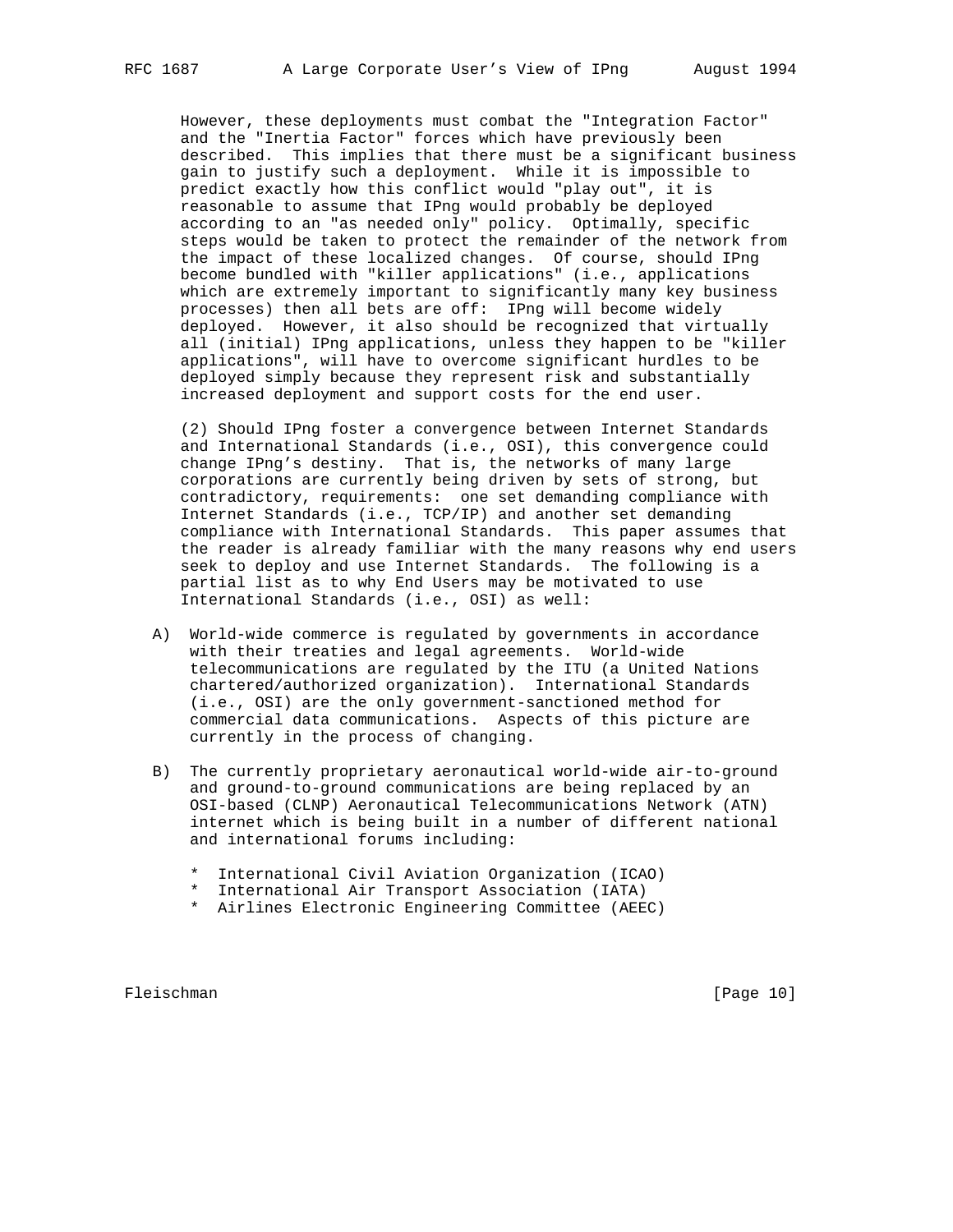However, these deployments must combat the "Integration Factor" and the "Inertia Factor" forces which have previously been described. This implies that there must be a significant business gain to justify such a deployment. While it is impossible to predict exactly how this conflict would "play out", it is reasonable to assume that IPng would probably be deployed according to an "as needed only" policy. Optimally, specific steps would be taken to protect the remainder of the network from the impact of these localized changes. Of course, should IPng become bundled with "killer applications" (i.e., applications which are extremely important to significantly many key business processes) then all bets are off: IPng will become widely deployed. However, it also should be recognized that virtually all (initial) IPng applications, unless they happen to be "killer applications", will have to overcome significant hurdles to be deployed simply because they represent risk and substantially increased deployment and support costs for the end user.

(2) Should IPng foster a convergence between Internet Standards and International Standards (i.e., OSI), this convergence could change IPng's destiny. That is, the networks of many large corporations are currently being driven by sets of strong, but contradictory, requirements: one set demanding compliance with Internet Standards (i.e., TCP/IP) and another set demanding compliance with International Standards. This paper assumes that the reader is already familiar with the many reasons why end users seek to deploy and use Internet Standards. The following is a partial list as to why End Users may be motivated to use International Standards (i.e., OSI) as well:

A) World-wide commerce is regulated by governments in accordance with their treaties and legal agreements. World-wide telecommunications are regulated by the ITU (a United Nations chartered/authorized organization). International Standards (i.e., OSI) are the only government-sanctioned method for commercial data communications. Aspects of this picture are currently in the process of changing.

B) The currently proprietary aeronautical world-wide air-to-ground and ground-to-ground communications are being replaced by an OSI-based (CLNP) Aeronautical Telecommunications Network (ATN) internet which is being built in a number of different national and international forums including:

   * International Civil Aviation Organization (ICAO)
   * International Air Transport Association (IATA)
   * Airlines Electronic Engineering Committee (AEEC)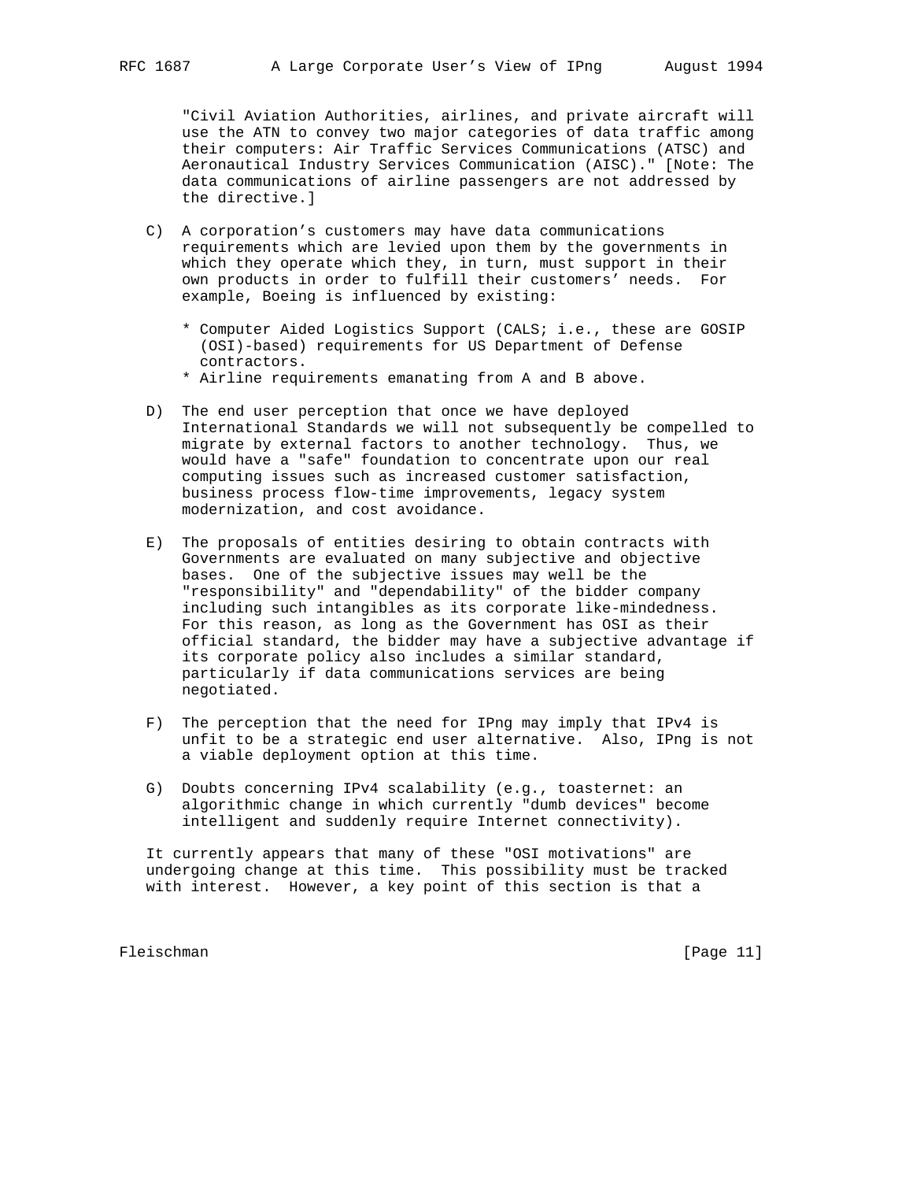"Civil Aviation Authorities, airlines, and private aircraft will use the ATN to convey two major categories of data traffic among their computers: Air Traffic Services Communications (ATSC) and Aeronautical Industry Services Communication (AISC)." [Note: The data communications of airline passengers are not addressed by the directive.]

C) A corporation's customers may have data communications requirements which are levied upon them by the governments in which they operate which they, in turn, must support in their own products in order to fulfill their customers' needs. For example, Boeing is influenced by existing:

   * Computer Aided Logistics Support (CALS; i.e., these are GOSIP (OSI)-based) requirements for US Department of Defense contractors.
   * Airline requirements emanating from A and B above.

D) The end user perception that once we have deployed International Standards we will not subsequently be compelled to migrate by external factors to another technology. Thus, we would have a "safe" foundation to concentrate upon our real computing issues such as increased customer satisfaction, business process flow-time improvements, legacy system modernization, and cost avoidance.

E) The proposals of entities desiring to obtain contracts with Governments are evaluated on many subjective and objective bases. One of the subjective issues may well be the "responsibility" and "dependability" of the bidder company including such intangibles as its corporate like-mindedness. For this reason, as long as the Government has OSI as their official standard, the bidder may have a subjective advantage if its corporate policy also includes a similar standard, particularly if data communications services are being negotiated.

F) The perception that the need for IPng may imply that IPv4 is unfit to be a strategic end user alternative. Also, IPng is not a viable deployment option at this time.

G) Doubts concerning IPv4 scalability (e.g., toasternet: an algorithmic change in which currently "dumb devices" become intelligent and suddenly require Internet connectivity).

It currently appears that many of these "OSI motivations" are undergoing change at this time. This possibility must be tracked with interest. However, a key point of this section is that a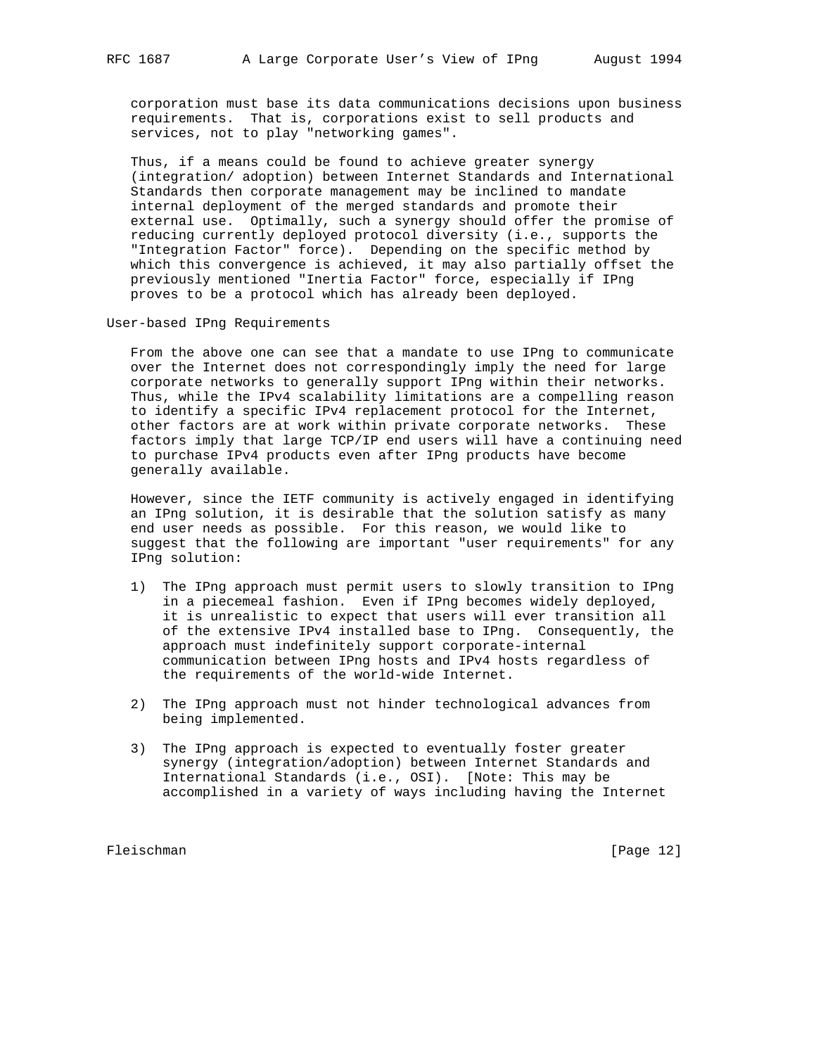corporation must base its data communications decisions upon business requirements. That is, corporations exist to sell products and services, not to play "networking games".

Thus, if a means could be found to achieve greater synergy (integration/ adoption) between Internet Standards and International Standards then corporate management may be inclined to mandate internal deployment of the merged standards and promote their external use. Optimally, such a synergy should offer the promise of reducing currently deployed protocol diversity (i.e., supports the "Integration Factor" force). Depending on the specific method by which this convergence is achieved, it may also partially offset the previously mentioned "Inertia Factor" force, especially if IPng proves to be a protocol which has already been deployed.

## User-based IPng Requirements

From the above one can see that a mandate to use IPng to communicate over the Internet does not correspondingly imply the need for large corporate networks to generally support IPng within their networks. Thus, while the IPv4 scalability limitations are a compelling reason to identify a specific IPv4 replacement protocol for the Internet, other factors are at work within private corporate networks. These factors imply that large TCP/IP end users will have a continuing need to purchase IPv4 products even after IPng products have become generally available.

However, since the IETF community is actively engaged in identifying an IPng solution, it is desirable that the solution satisfy as many end user needs as possible. For this reason, we would like to suggest that the following are important "user requirements" for any IPng solution:

1) The IPng approach must permit users to slowly transition to IPng in a piecemeal fashion. Even if IPng becomes widely deployed, it is unrealistic to expect that users will ever transition all of the extensive IPv4 installed base to IPng. Consequently, the approach must indefinitely support corporate-internal communication between IPng hosts and IPv4 hosts regardless of the requirements of the world-wide Internet.

2) The IPng approach must not hinder technological advances from being implemented.

3) The IPng approach is expected to eventually foster greater synergy (integration/adoption) between Internet Standards and International Standards (i.e., OSI). [Note: This may be accomplished in a variety of ways including having the Internet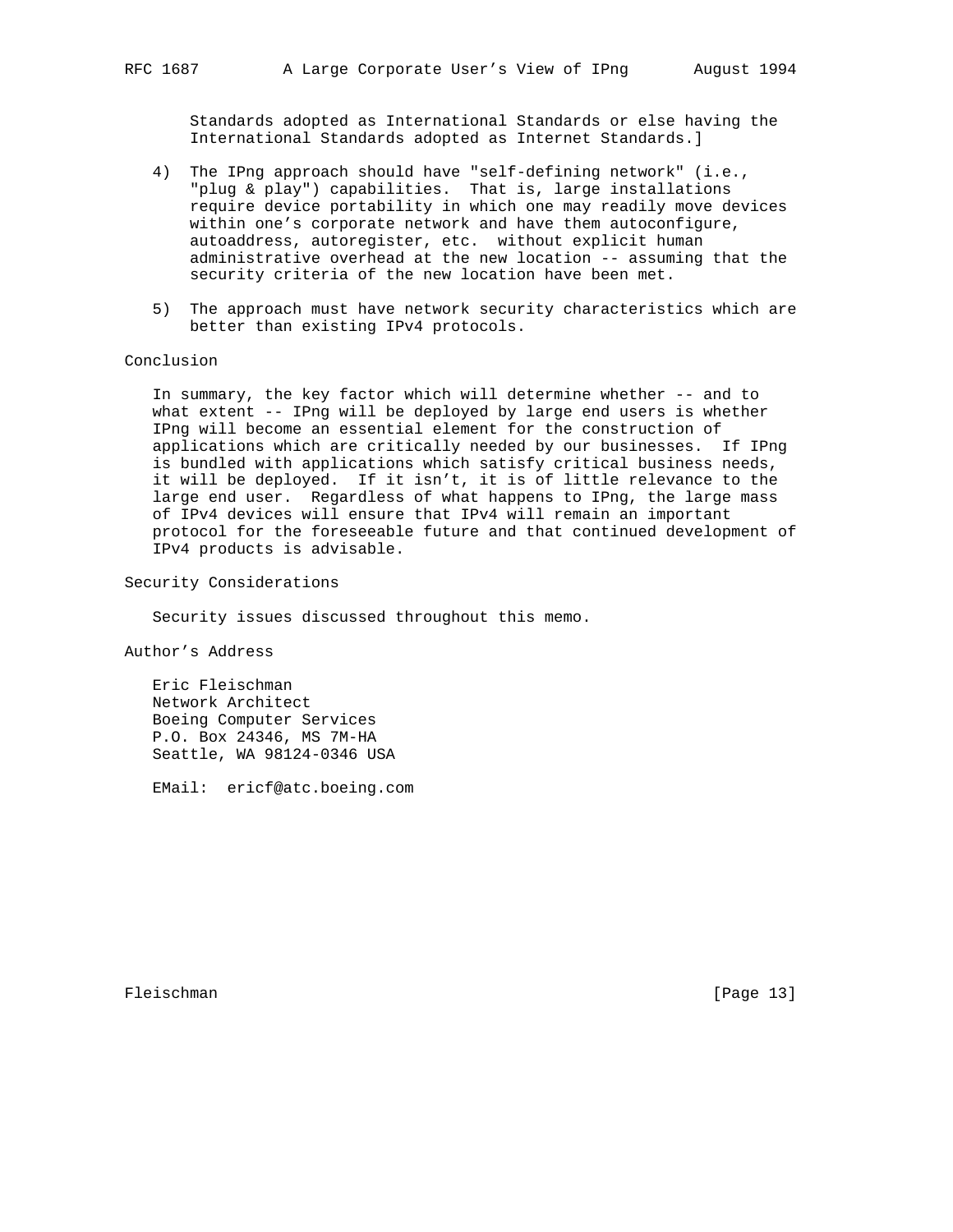Standards adopted as International Standards or else having the International Standards adopted as Internet Standards.]

4) The IPng approach should have "self-defining network" (i.e., "plug & play") capabilities. That is, large installations require device portability in which one may readily move devices within one's corporate network and have them autoconfigure, autoaddress, autoregister, etc. without explicit human administrative overhead at the new location -- assuming that the security criteria of the new location have been met.

5) The approach must have network security characteristics which are better than existing IPv4 protocols.

## Conclusion

In summary, the key factor which will determine whether -- and to what extent -- IPng will be deployed by large end users is whether IPng will become an essential element for the construction of applications which are critically needed by our businesses. If IPng is bundled with applications which satisfy critical business needs, it will be deployed. If it isn't, it is of little relevance to the large end user. Regardless of what happens to IPng, the large mass of IPv4 devices will ensure that IPv4 will remain an important protocol for the foreseeable future and that continued development of IPv4 products is advisable.

## Security Considerations

Security issues discussed throughout this memo.

## Author's Address

Eric Fleischman
Network Architect
Boeing Computer Services
P.O. Box 24346, MS 7M-HA
Seattle, WA 98124-0346 USA

EMail: ericf@atc.boeing.com